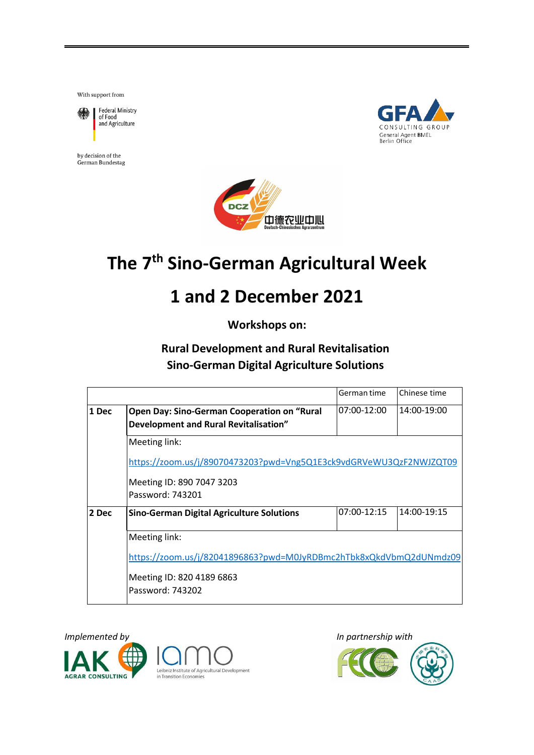With support from

Federal Ministry of Food and Agriculture

by decision of the German Bundestag

GFA CONSULTING GROUP
General Agent BMEL
Berlin Office

DCZ 中德农业中心
Deutsch-Chinesisches Agrarzentrum

# The 7th Sino-German Agricultural Week

# 1 and 2 December 2021

### Workshops on:

### Rural Development and Rural Revitalisation
### Sino-German Digital Agriculture Solutions

| | | German time | Chinese time |
|---|---|---|---|
| **1 Dec** | **Open Day: Sino-German Cooperation on "Rural Development and Rural Revitalisation"** | 07:00-12:00 | 14:00-19:00 |
| | Meeting link: https://zoom.us/j/89070473203?pwd=Vng5Q1E3ck9vdGRVeWU3QzF2NWJZQT09 Meeting ID: 890 7047 3203 Password: 743201 | | |
| **2 Dec** | **Sino-German Digital Agriculture Solutions** | 07:00-12:15 | 14:00-19:15 |
| | Meeting link: https://zoom.us/j/82041896863?pwd=M0JyRDBmc2hTbk8xQkdVbmQ2dUNmdz09 Meeting ID: 820 4189 6863 Password: 743202 | | |

*Implemented by*

IAK AGRAR CONSULTING

iamo Leibniz Institute of Agricultural Development in Transition Economies

*In partnership with*

FECC

CAAS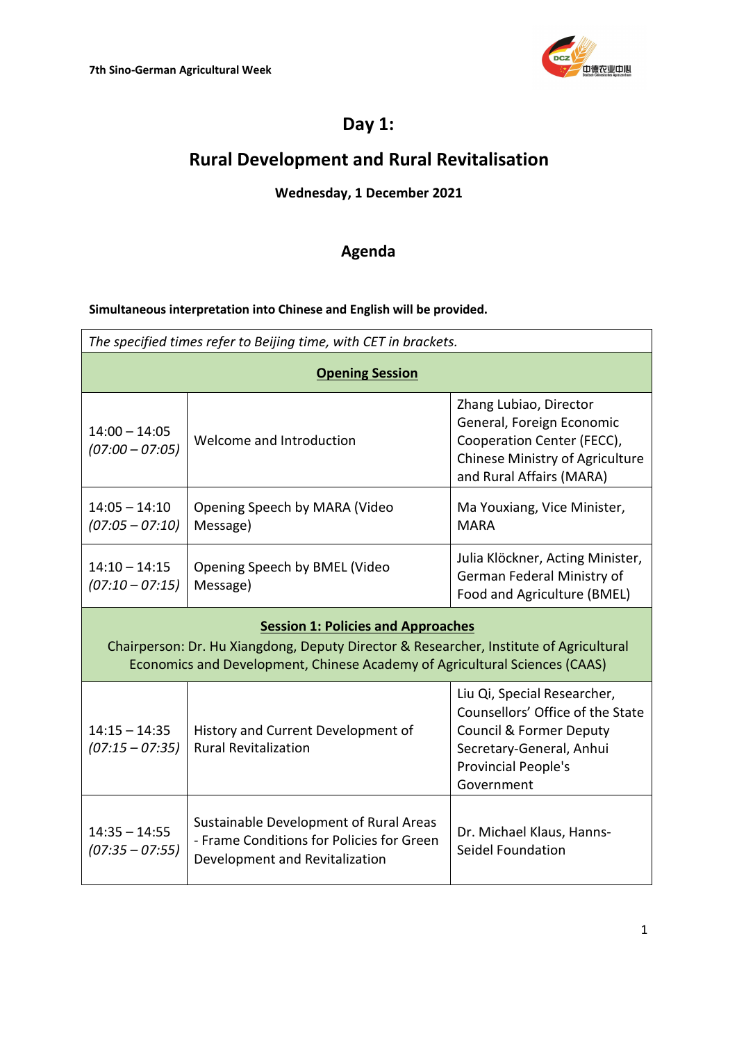# Day 1:

# Rural Development and Rural Revitalisation

**Wednesday, 1 December 2021**

## Agenda

**Simultaneous interpretation into Chinese and English will be provided.**

| *The specified times refer to Beijing time, with CET in brackets.* | | |
|---|---|---|
| **Opening Session** | | |
| 14:00 – 14:05 *(07:00 – 07:05)* | Welcome and Introduction | Zhang Lubiao, Director General, Foreign Economic Cooperation Center (FECC), Chinese Ministry of Agriculture and Rural Affairs (MARA) |
| 14:05 – 14:10 *(07:05 – 07:10)* | Opening Speech by MARA (Video Message) | Ma Youxiang, Vice Minister, MARA |
| 14:10 – 14:15 *(07:10 – 07:15)* | Opening Speech by BMEL (Video Message) | Julia Klöckner, Acting Minister, German Federal Ministry of Food and Agriculture (BMEL) |
| **Session 1: Policies and Approaches** Chairperson: Dr. Hu Xiangdong, Deputy Director & Researcher, Institute of Agricultural Economics and Development, Chinese Academy of Agricultural Sciences (CAAS) | | |
| 14:15 – 14:35 *(07:15 – 07:35)* | History and Current Development of Rural Revitalization | Liu Qi, Special Researcher, Counsellors' Office of the State Council & Former Deputy Secretary-General, Anhui Provincial People's Government |
| 14:35 – 14:55 *(07:35 – 07:55)* | Sustainable Development of Rural Areas - Frame Conditions for Policies for Green Development and Revitalization | Dr. Michael Klaus, Hanns-Seidel Foundation |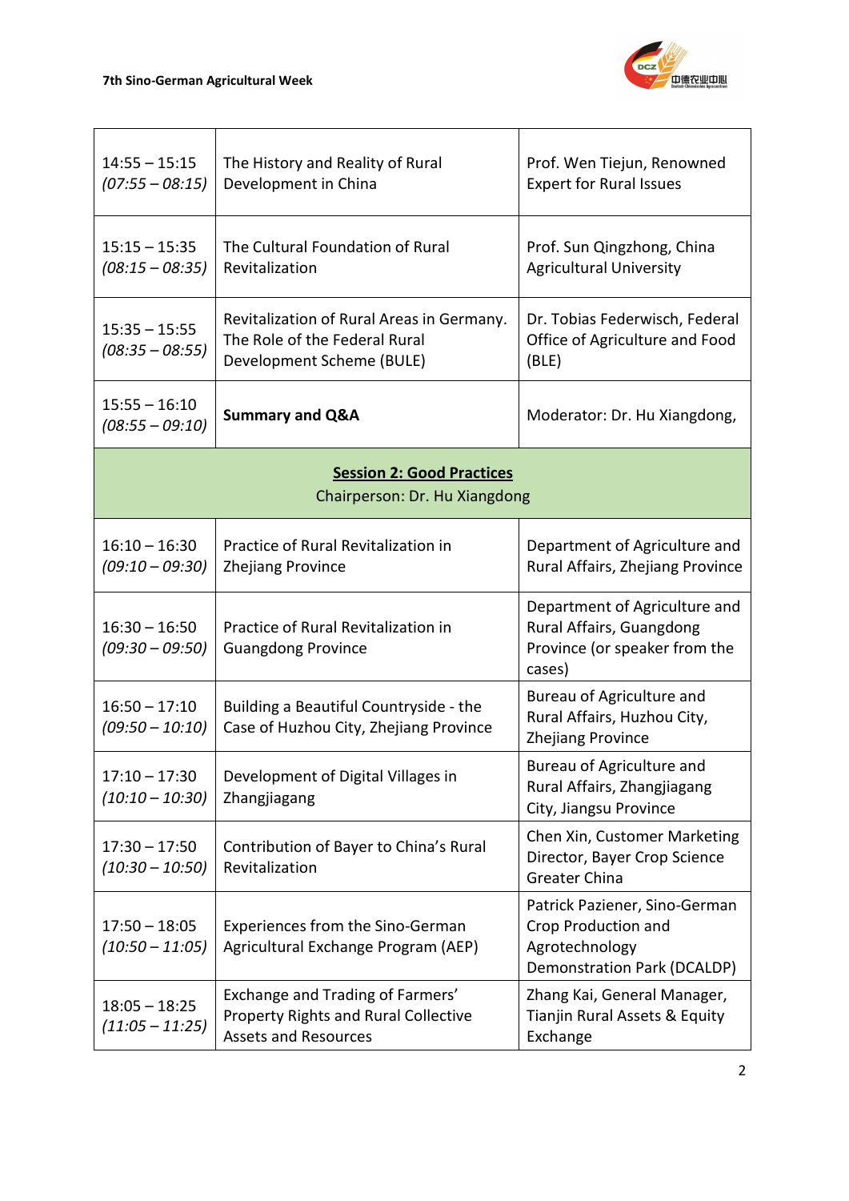| | | |
|---|---|---|
| 14:55 – 15:15 *(07:55 – 08:15)* | The History and Reality of Rural Development in China | Prof. Wen Tiejun, Renowned Expert for Rural Issues |
| 15:15 – 15:35 *(08:15 – 08:35)* | The Cultural Foundation of Rural Revitalization | Prof. Sun Qingzhong, China Agricultural University |
| 15:35 – 15:55 *(08:35 – 08:55)* | Revitalization of Rural Areas in Germany. The Role of the Federal Rural Development Scheme (BULE) | Dr. Tobias Federwisch, Federal Office of Agriculture and Food (BLE) |
| 15:55 – 16:10 *(08:55 – 09:10)* | **Summary and Q&A** | Moderator: Dr. Hu Xiangdong, |
| | **Session 2: Good Practices**<br>Chairperson: Dr. Hu Xiangdong | |
| 16:10 – 16:30 *(09:10 – 09:30)* | Practice of Rural Revitalization in Zhejiang Province | Department of Agriculture and Rural Affairs, Zhejiang Province |
| 16:30 – 16:50 *(09:30 – 09:50)* | Practice of Rural Revitalization in Guangdong Province | Department of Agriculture and Rural Affairs, Guangdong Province (or speaker from the cases) |
| 16:50 – 17:10 *(09:50 – 10:10)* | Building a Beautiful Countryside - the Case of Huzhou City, Zhejiang Province | Bureau of Agriculture and Rural Affairs, Huzhou City, Zhejiang Province |
| 17:10 – 17:30 *(10:10 – 10:30)* | Development of Digital Villages in Zhangjiagang | Bureau of Agriculture and Rural Affairs, Zhangjiagang City, Jiangsu Province |
| 17:30 – 17:50 *(10:30 – 10:50)* | Contribution of Bayer to China's Rural Revitalization | Chen Xin, Customer Marketing Director, Bayer Crop Science Greater China |
| 17:50 – 18:05 *(10:50 – 11:05)* | Experiences from the Sino-German Agricultural Exchange Program (AEP) | Patrick Pazriener, Sino-German Crop Production and Agrotechnology Demonstration Park (DCALDP) |
| 18:05 – 18:25 *(11:05 – 11:25)* | Exchange and Trading of Farmers' Property Rights and Rural Collective Assets and Resources | Zhang Kai, General Manager, Tianjin Rural Assets & Equity Exchange |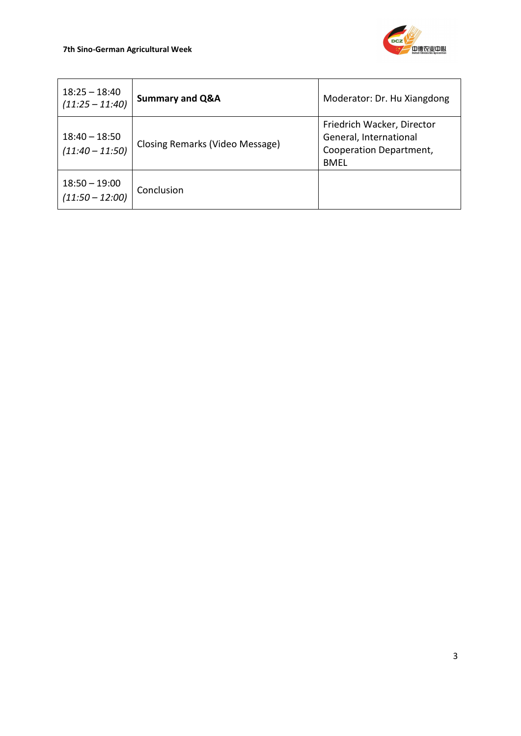| 18:25 – 18:40 *(11:25 – 11:40)* | **Summary and Q&A** | Moderator: Dr. Hu Xiangdong |
|---|---|---|
| 18:40 – 18:50 *(11:40 – 11:50)* | Closing Remarks (Video Message) | Friedrich Wacker, Director General, International Cooperation Department, BMEL |
| 18:50 – 19:00 *(11:50 – 12:00)* | Conclusion | |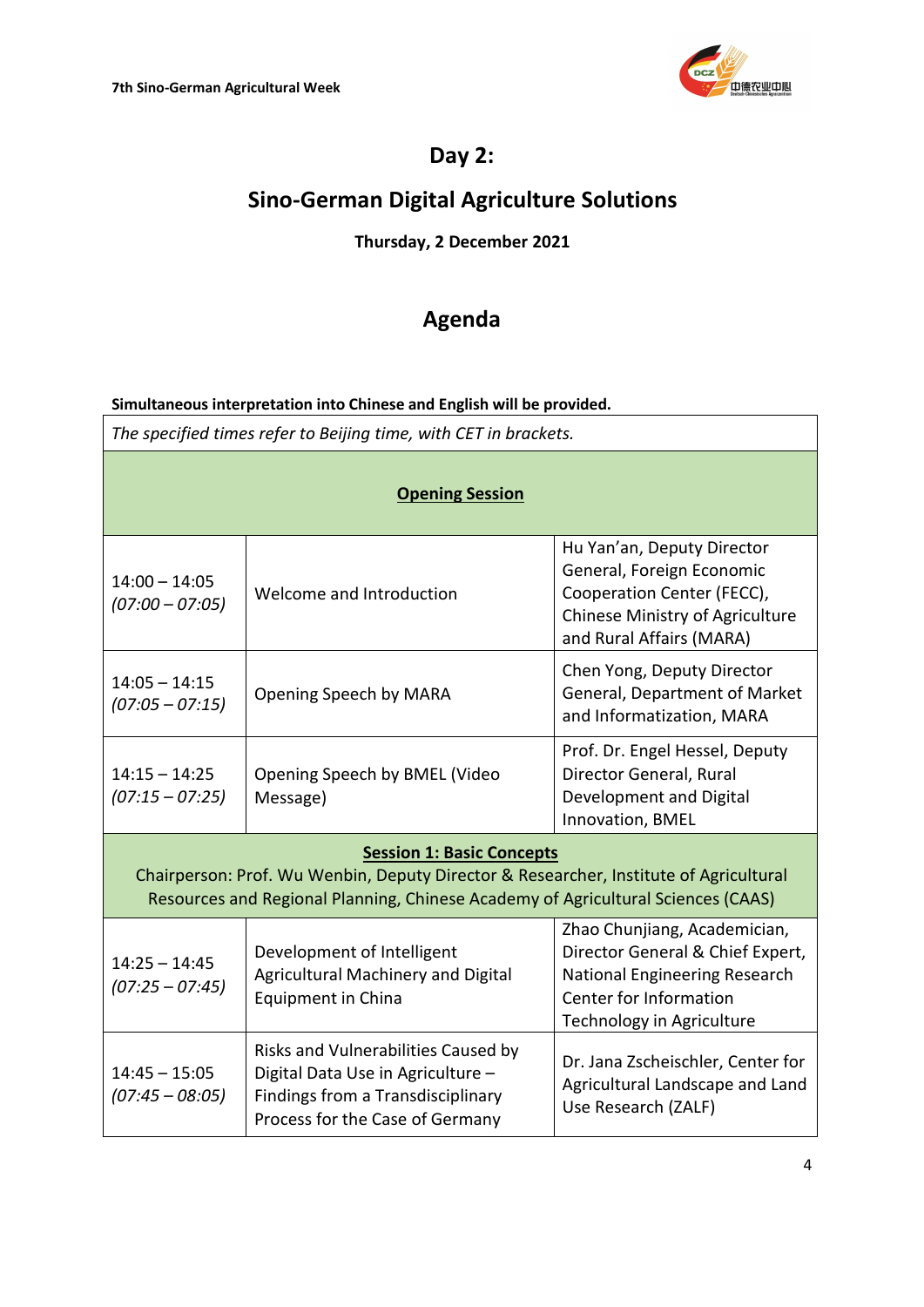## Day 2:

## Sino-German Digital Agriculture Solutions

**Thursday, 2 December 2021**

## Agenda

**Simultaneous interpretation into Chinese and English will be provided.**

| *The specified times refer to Beijing time, with CET in brackets.* | | |
|---|---|---|
| **Opening Session** | | |
| 14:00 – 14:05 *(07:00 – 07:05)* | Welcome and Introduction | Hu Yan'an, Deputy Director General, Foreign Economic Cooperation Center (FECC), Chinese Ministry of Agriculture and Rural Affairs (MARA) |
| 14:05 – 14:15 *(07:05 – 07:15)* | Opening Speech by MARA | Chen Yong, Deputy Director General, Department of Market and Informatization, MARA |
| 14:15 – 14:25 *(07:15 – 07:25)* | Opening Speech by BMEL (Video Message) | Prof. Dr. Engel Hessel, Deputy Director General, Rural Development and Digital Innovation, BMEL |
| **Session 1: Basic Concepts** Chairperson: Prof. Wu Wenbin, Deputy Director & Researcher, Institute of Agricultural Resources and Regional Planning, Chinese Academy of Agricultural Sciences (CAAS) | | |
| 14:25 – 14:45 *(07:25 – 07:45)* | Development of Intelligent Agricultural Machinery and Digital Equipment in China | Zhao Chunjiang, Academician, Director General & Chief Expert, National Engineering Research Center for Information Technology in Agriculture |
| 14:45 – 15:05 *(07:45 – 08:05)* | Risks and Vulnerabilities Caused by Digital Data Use in Agriculture – Findings from a Transdisciplinary Process for the Case of Germany | Dr. Jana Zscheischler, Center for Agricultural Landscape and Land Use Research (ZALF) |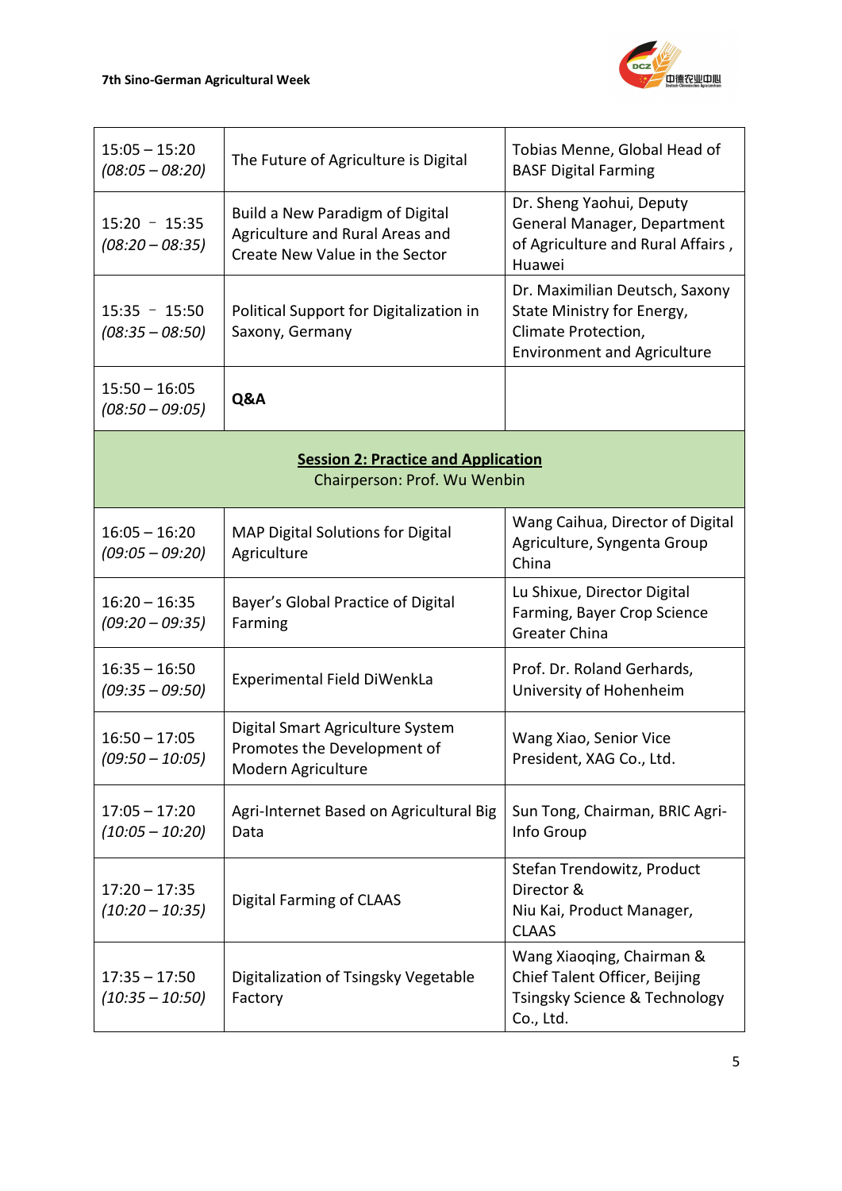| | | |
|---|---|---|
| 15:05 – 15:20<br>*(08:05 – 08:20)* | The Future of Agriculture is Digital | Tobias Menne, Global Head of BASF Digital Farming |
| 15:20 – 15:35<br>*(08:20 – 08:35)* | Build a New Paradigm of Digital Agriculture and Rural Areas and Create New Value in the Sector | Dr. Sheng Yaohui, Deputy General Manager, Department of Agriculture and Rural Affairs , Huawei |
| 15:35 – 15:50<br>*(08:35 – 08:50)* | Political Support for Digitalization in Saxony, Germany | Dr. Maximilian Deutsch, Saxony State Ministry for Energy, Climate Protection, Environment and Agriculture |
| 15:50 – 16:05<br>*(08:50 – 09:05)* | **Q&A** | |
| **Session 2: Practice and Application**<br>Chairperson: Prof. Wu Wenbin | | |
| 16:05 – 16:20<br>*(09:05 – 09:20)* | MAP Digital Solutions for Digital Agriculture | Wang Caihua, Director of Digital Agriculture, Syngenta Group China |
| 16:20 – 16:35<br>*(09:20 – 09:35)* | Bayer's Global Practice of Digital Farming | Lu Shixue, Director Digital Farming, Bayer Crop Science Greater China |
| 16:35 – 16:50<br>*(09:35 – 09:50)* | Experimental Field DiWenkLa | Prof. Dr. Roland Gerhards, University of Hohenheim |
| 16:50 – 17:05<br>*(09:50 – 10:05)* | Digital Smart Agriculture System Promotes the Development of Modern Agriculture | Wang Xiao, Senior Vice President, XAG Co., Ltd. |
| 17:05 – 17:20<br>*(10:05 – 10:20)* | Agri-Internet Based on Agricultural Big Data | Sun Tong, Chairman, BRIC Agri-Info Group |
| 17:20 – 17:35<br>*(10:20 – 10:35)* | Digital Farming of CLAAS | Stefan Trendowitz, Product Director &<br>Niu Kai, Product Manager, CLAAS |
| 17:35 – 17:50<br>*(10:35 – 10:50)* | Digitalization of Tsingsky Vegetable Factory | Wang Xiaoqing, Chairman & Chief Talent Officer, Beijing Tsingsky Science & Technology Co., Ltd. |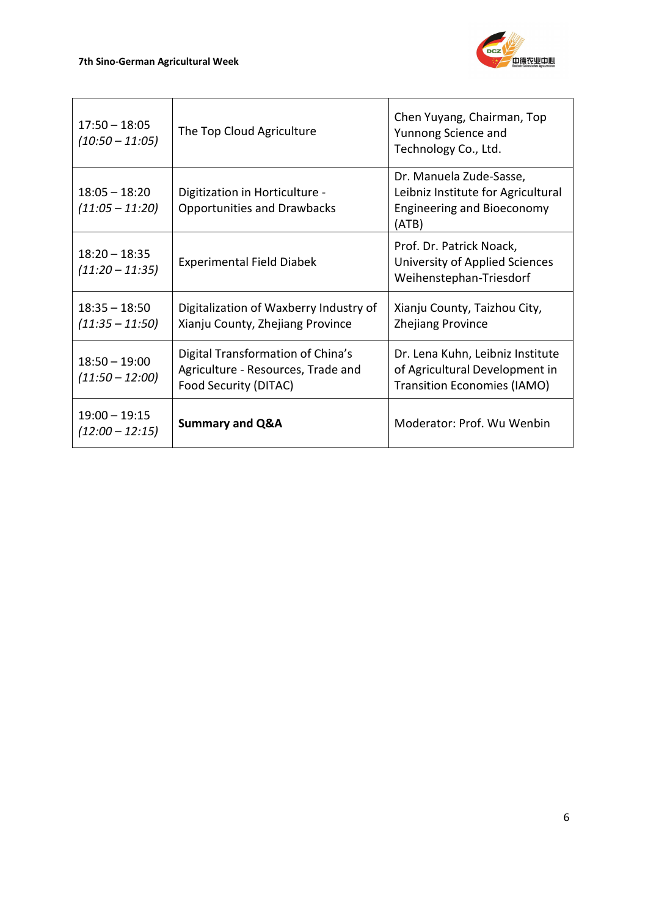| | | |
|---|---|---|
| 17:50 – 18:05 *(10:50 – 11:05)* | The Top Cloud Agriculture | Chen Yuyang, Chairman, Top Yunnong Science and Technology Co., Ltd. |
| 18:05 – 18:20 *(11:05 – 11:20)* | Digitization in Horticulture - Opportunities and Drawbacks | Dr. Manuela Zude-Sasse, Leibniz Institute for Agricultural Engineering and Bioeconomy (ATB) |
| 18:20 – 18:35 *(11:20 – 11:35)* | Experimental Field Diabek | Prof. Dr. Patrick Noack, University of Applied Sciences Weihenstephan-Triesdorf |
| 18:35 – 18:50 *(11:35 – 11:50)* | Digitalization of Waxberry Industry of Xianju County, Zhejiang Province | Xianju County, Taizhou City, Zhejiang Province |
| 18:50 – 19:00 *(11:50 – 12:00)* | Digital Transformation of China's Agriculture - Resources, Trade and Food Security (DITAC) | Dr. Lena Kuhn, Leibniz Institute of Agricultural Development in Transition Economies (IAMO) |
| 19:00 – 19:15 *(12:00 – 12:15)* | **Summary and Q&A** | Moderator: Prof. Wu Wenbin |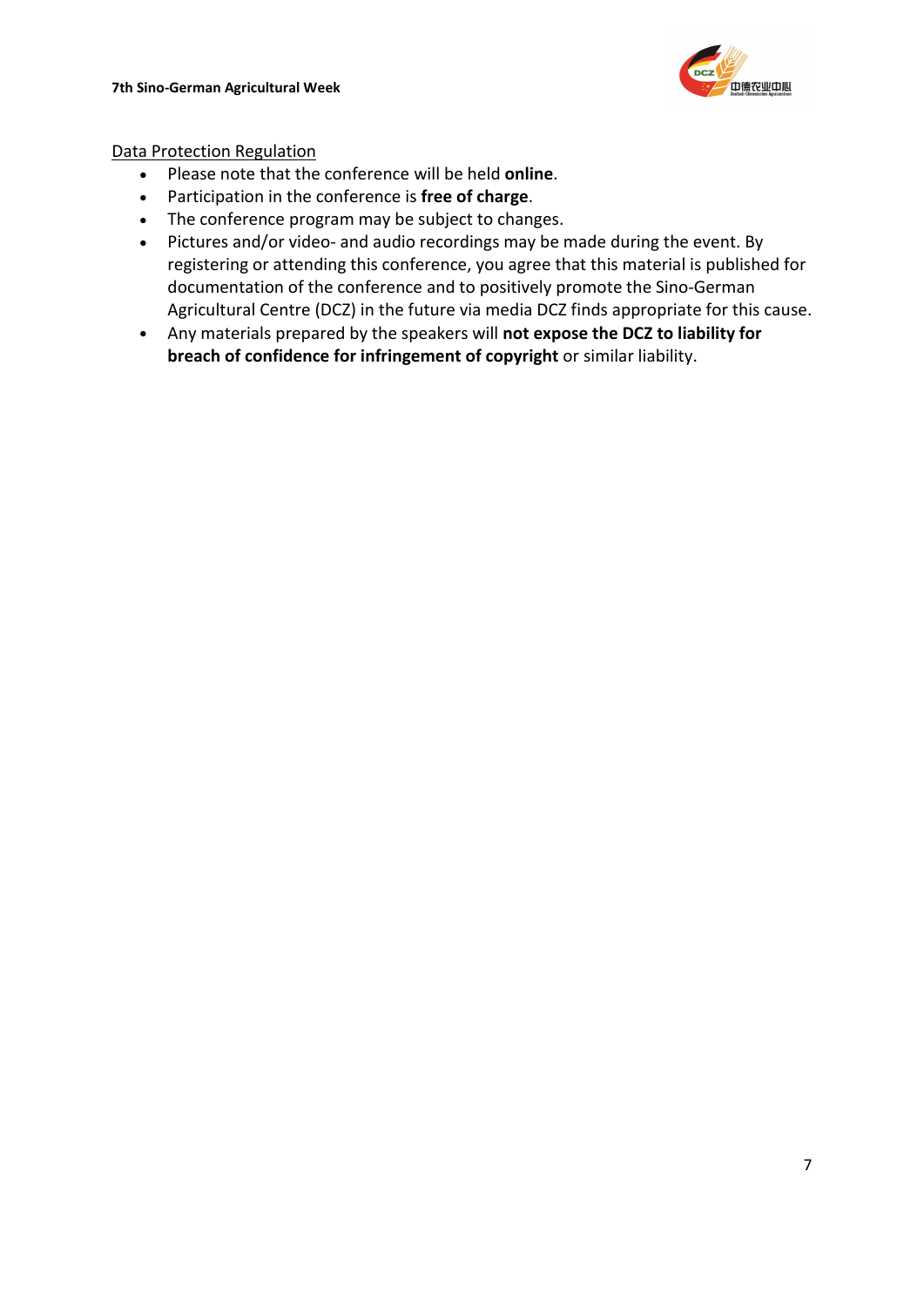Data Protection Regulation

- Please note that the conference will be held **online**.
- Participation in the conference is **free of charge**.
- The conference program may be subject to changes.
- Pictures and/or video- and audio recordings may be made during the event. By registering or attending this conference, you agree that this material is published for documentation of the conference and to positively promote the Sino-German Agricultural Centre (DCZ) in the future via media DCZ finds appropriate for this cause.
- Any materials prepared by the speakers will **not expose the DCZ to liability for breach of confidence for infringement of copyright** or similar liability.